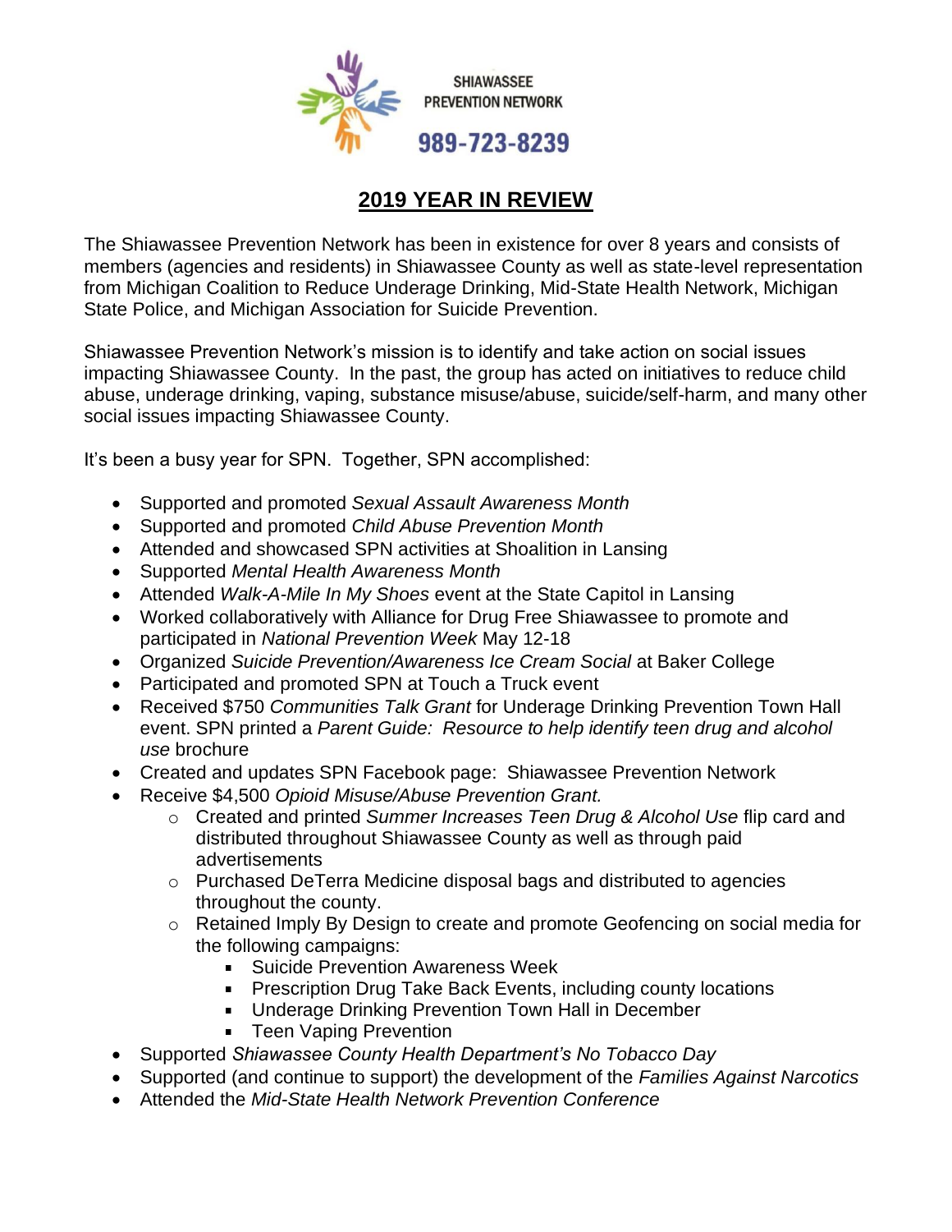SHIAWASSEE PREVENTION NETWORK

989-723-8239

# 2019 YEAR IN REVIEW

The Shiawassee Prevention Network has been in existence for over 8 years and consists of members (agencies and residents) in Shiawassee County as well as state-level representation from Michigan Coalition to Reduce Underage Drinking, Mid-State Health Network, Michigan State Police, and Michigan Association for Suicide Prevention.

Shiawassee Prevention Network's mission is to identify and take action on social issues impacting Shiawassee County. In the past, the group has acted on initiatives to reduce child abuse, underage drinking, vaping, substance misuse/abuse, suicide/self-harm, and many other social issues impacting Shiawassee County.

It's been a busy year for SPN. Together, SPN accomplished:

- Supported and promoted *Sexual Assault Awareness Month*
- Supported and promoted *Child Abuse Prevention Month*
- Attended and showcased SPN activities at Shoalition in Lansing
- Supported *Mental Health Awareness Month*
- Attended *Walk-A-Mile In My Shoes* event at the State Capitol in Lansing
- Worked collaboratively with Alliance for Drug Free Shiawassee to promote and participated in *National Prevention Week* May 12-18
- Organized *Suicide Prevention/Awareness Ice Cream Social* at Baker College
- Participated and promoted SPN at Touch a Truck event
- Received $750 *Communities Talk Grant* for Underage Drinking Prevention Town Hall event. SPN printed a *Parent Guide: Resource to help identify teen drug and alcohol use* brochure
- Created and updates SPN Facebook page: Shiawassee Prevention Network
- Receive $4,500 *Opioid Misuse/Abuse Prevention Grant.*
  - Created and printed *Summer Increases Teen Drug & Alcohol Use* flip card and distributed throughout Shiawassee County as well as through paid advertisements
  - Purchased DeTerra Medicine disposal bags and distributed to agencies throughout the county.
  - Retained Imply By Design to create and promote Geofencing on social media for the following campaigns:
    - Suicide Prevention Awareness Week
    - Prescription Drug Take Back Events, including county locations
    - Underage Drinking Prevention Town Hall in December
    - Teen Vaping Prevention
- Supported *Shiawassee County Health Department's No Tobacco Day*
- Supported (and continue to support) the development of the *Families Against Narcotics*
- Attended the *Mid-State Health Network Prevention Conference*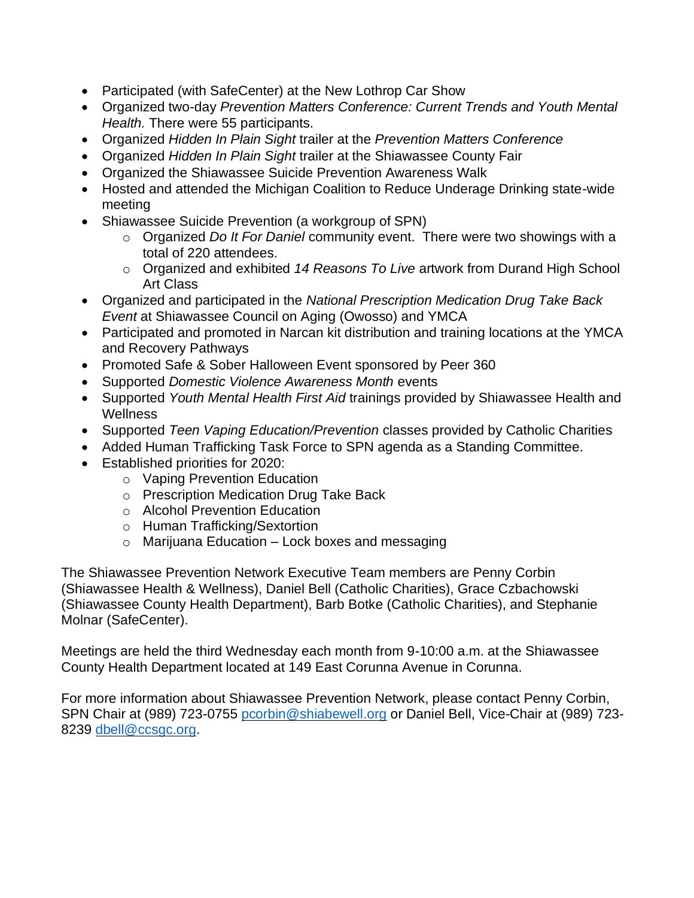- Participated (with SafeCenter) at the New Lothrop Car Show
- Organized two-day *Prevention Matters Conference: Current Trends and Youth Mental Health.* There were 55 participants.
- Organized *Hidden In Plain Sight* trailer at the *Prevention Matters Conference*
- Organized *Hidden In Plain Sight* trailer at the Shiawassee County Fair
- Organized the Shiawassee Suicide Prevention Awareness Walk
- Hosted and attended the Michigan Coalition to Reduce Underage Drinking state-wide meeting
- Shiawassee Suicide Prevention (a workgroup of SPN)
  - Organized *Do It For Daniel* community event. There were two showings with a total of 220 attendees.
  - Organized and exhibited *14 Reasons To Live* artwork from Durand High School Art Class
- Organized and participated in the *National Prescription Medication Drug Take Back Event* at Shiawassee Council on Aging (Owosso) and YMCA
- Participated and promoted in Narcan kit distribution and training locations at the YMCA and Recovery Pathways
- Promoted Safe & Sober Halloween Event sponsored by Peer 360
- Supported *Domestic Violence Awareness Month* events
- Supported *Youth Mental Health First Aid* trainings provided by Shiawassee Health and Wellness
- Supported *Teen Vaping Education/Prevention* classes provided by Catholic Charities
- Added Human Trafficking Task Force to SPN agenda as a Standing Committee.
- Established priorities for 2020:
  - Vaping Prevention Education
  - Prescription Medication Drug Take Back
  - Alcohol Prevention Education
  - Human Trafficking/Sextortion
  - Marijuana Education – Lock boxes and messaging

The Shiawassee Prevention Network Executive Team members are Penny Corbin (Shiawassee Health & Wellness), Daniel Bell (Catholic Charities), Grace Czbachowski (Shiawassee County Health Department), Barb Botke (Catholic Charities), and Stephanie Molnar (SafeCenter).

Meetings are held the third Wednesday each month from 9-10:00 a.m. at the Shiawassee County Health Department located at 149 East Corunna Avenue in Corunna.

For more information about Shiawassee Prevention Network, please contact Penny Corbin, SPN Chair at (989) 723-0755 pcorbin@shiabewell.org or Daniel Bell, Vice-Chair at (989) 723-8239 dbell@ccsgc.org.